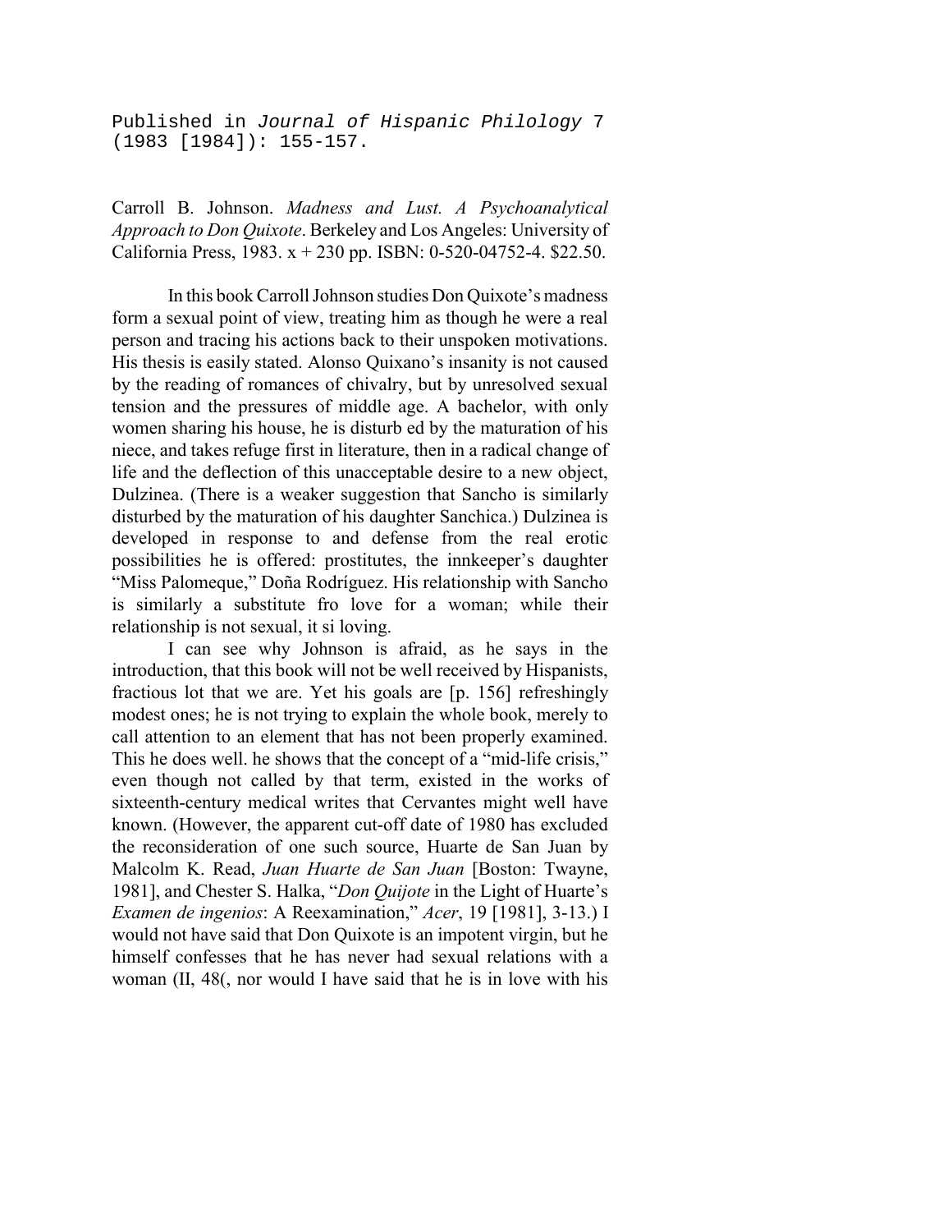Published in *Journal of Hispanic Philology* 7 (1983 [1984]): 155-157.

Carroll B. Johnson. *Madness and Lust. A Psychoanalytical Approach to Don Quixote*. Berkeley and Los Angeles: University of California Press, 1983. x + 230 pp. ISBN: 0-520-04752-4. $22.50.

In this book Carroll Johnson studies Don Quixote's madness form a sexual point of view, treating him as though he were a real person and tracing his actions back to their unspoken motivations. His thesis is easily stated. Alonso Quixano's insanity is not caused by the reading of romances of chivalry, but by unresolved sexual tension and the pressures of middle age. A bachelor, with only women sharing his house, he is disturb ed by the maturation of his niece, and takes refuge first in literature, then in a radical change of life and the deflection of this unacceptable desire to a new object, Dulzinea. (There is a weaker suggestion that Sancho is similarly disturbed by the maturation of his daughter Sanchica.) Dulzinea is developed in response to and defense from the real erotic possibilities he is offered: prostitutes, the innkeeper's daughter "Miss Palomeque," Doña Rodríguez. His relationship with Sancho is similarly a substitute fro love for a woman; while their relationship is not sexual, it si loving.

I can see why Johnson is afraid, as he says in the introduction, that this book will not be well received by Hispanists, fractious lot that we are. Yet his goals are [p. 156] refreshingly modest ones; he is not trying to explain the whole book, merely to call attention to an element that has not been properly examined. This he does well. he shows that the concept of a "mid-life crisis," even though not called by that term, existed in the works of sixteenth-century medical writes that Cervantes might well have known. (However, the apparent cut-off date of 1980 has excluded the reconsideration of one such source, Huarte de San Juan by Malcolm K. Read, *Juan Huarte de San Juan* [Boston: Twayne, 1981], and Chester S. Halka, "*Don Quijote* in the Light of Huarte's *Examen de ingenios*: A Reexamination," *Acer*, 19 [1981], 3-13.) I would not have said that Don Quixote is an impotent virgin, but he himself confesses that he has never had sexual relations with a woman (II, 48(, nor would I have said that he is in love with his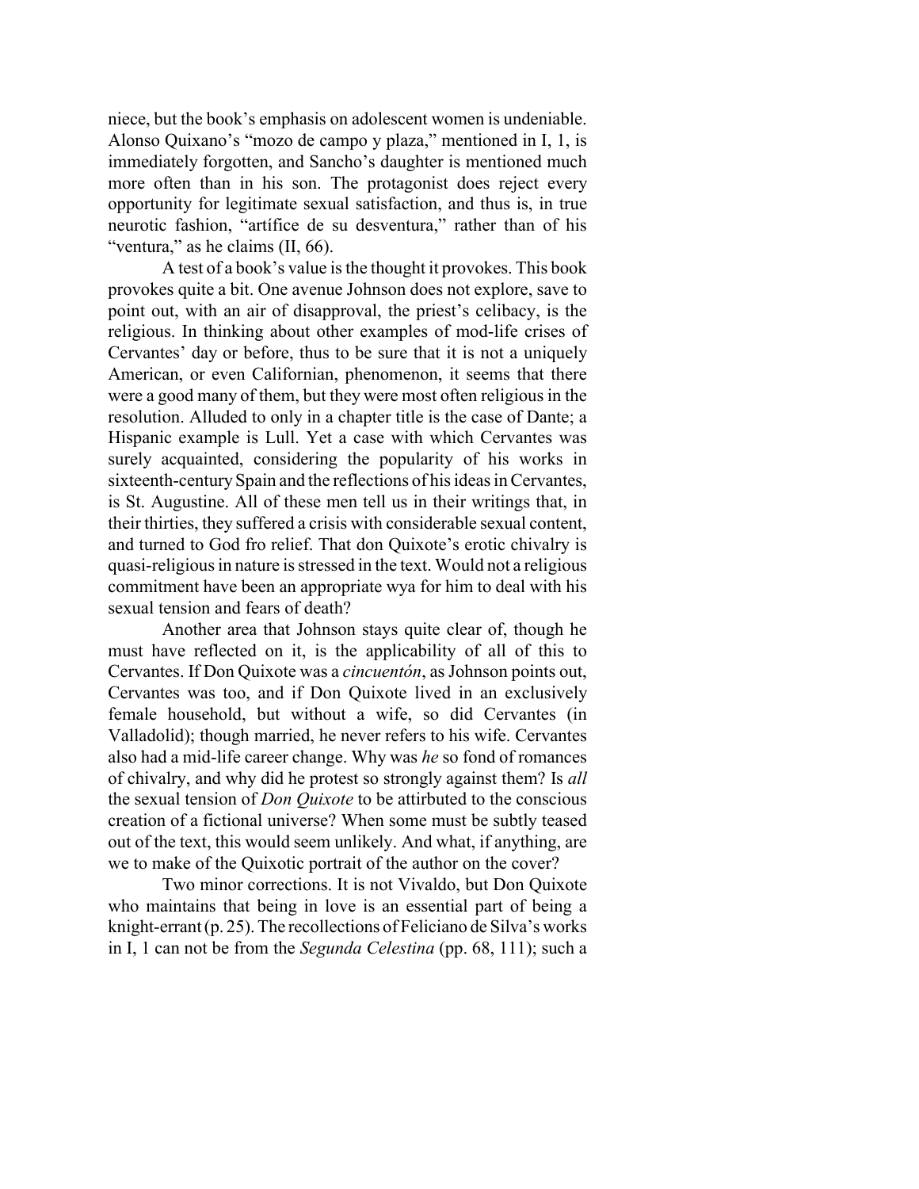niece, but the book's emphasis on adolescent women is undeniable. Alonso Quixano's "mozo de campo y plaza," mentioned in I, 1, is immediately forgotten, and Sancho's daughter is mentioned much more often than in his son. The protagonist does reject every opportunity for legitimate sexual satisfaction, and thus is, in true neurotic fashion, "artífice de su desventura," rather than of his "ventura," as he claims (II, 66).

A test of a book's value is the thought it provokes. This book provokes quite a bit. One avenue Johnson does not explore, save to point out, with an air of disapproval, the priest's celibacy, is the religious. In thinking about other examples of mod-life crises of Cervantes' day or before, thus to be sure that it is not a uniquely American, or even Californian, phenomenon, it seems that there were a good many of them, but they were most often religious in the resolution. Alluded to only in a chapter title is the case of Dante; a Hispanic example is Lull. Yet a case with which Cervantes was surely acquainted, considering the popularity of his works in sixteenth-century Spain and the reflections of his ideas in Cervantes, is St. Augustine. All of these men tell us in their writings that, in their thirties, they suffered a crisis with considerable sexual content, and turned to God fro relief. That don Quixote's erotic chivalry is quasi-religious in nature is stressed in the text. Would not a religious commitment have been an appropriate wya for him to deal with his sexual tension and fears of death?

Another area that Johnson stays quite clear of, though he must have reflected on it, is the applicability of all of this to Cervantes. If Don Quixote was a *cincuentón*, as Johnson points out, Cervantes was too, and if Don Quixote lived in an exclusively female household, but without a wife, so did Cervantes (in Valladolid); though married, he never refers to his wife. Cervantes also had a mid-life career change. Why was *he* so fond of romances of chivalry, and why did he protest so strongly against them? Is *all* the sexual tension of *Don Quixote* to be attirbuted to the conscious creation of a fictional universe? When some must be subtly teased out of the text, this would seem unlikely. And what, if anything, are we to make of the Quixotic portrait of the author on the cover?

Two minor corrections. It is not Vivaldo, but Don Quixote who maintains that being in love is an essential part of being a knight-errant (p. 25). The recollections of Feliciano de Silva's works in I, 1 can not be from the *Segunda Celestina* (pp. 68, 111); such a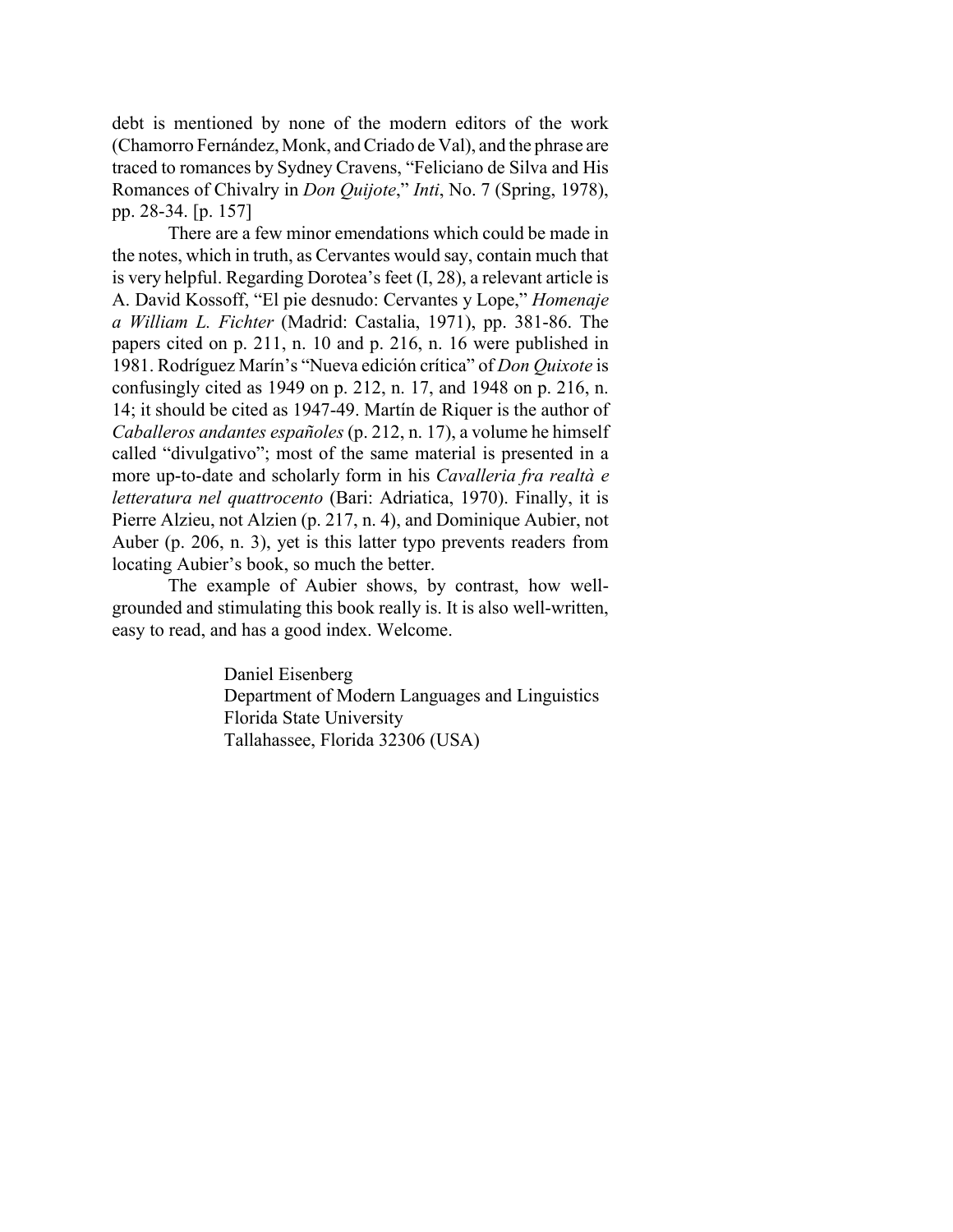debt is mentioned by none of the modern editors of the work (Chamorro Fernández, Monk, and Criado de Val), and the phrase are traced to romances by Sydney Cravens, "Feliciano de Silva and His Romances of Chivalry in *Don Quijote*," *Inti*, No. 7 (Spring, 1978), pp. 28-34. [p. 157]

There are a few minor emendations which could be made in the notes, which in truth, as Cervantes would say, contain much that is very helpful. Regarding Dorotea's feet (I, 28), a relevant article is A. David Kossoff, "El pie desnudo: Cervantes y Lope," *Homenaje a William L. Fichter* (Madrid: Castalia, 1971), pp. 381-86. The papers cited on p. 211, n. 10 and p. 216, n. 16 were published in 1981. Rodríguez Marín's "Nueva edición crítica" of *Don Quixote* is confusingly cited as 1949 on p. 212, n. 17, and 1948 on p. 216, n. 14; it should be cited as 1947-49. Martín de Riquer is the author of *Caballeros andantes españoles* (p. 212, n. 17), a volume he himself called "divulgativo"; most of the same material is presented in a more up-to-date and scholarly form in his *Cavalleria fra realtà e letteratura nel quattrocento* (Bari: Adriatica, 1970). Finally, it is Pierre Alzieu, not Alzien (p. 217, n. 4), and Dominique Aubier, not Auber (p. 206, n. 3), yet is this latter typo prevents readers from locating Aubier's book, so much the better.

The example of Aubier shows, by contrast, how well-grounded and stimulating this book really is. It is also well-written, easy to read, and has a good index. Welcome.

Daniel Eisenberg
Department of Modern Languages and Linguistics
Florida State University
Tallahassee, Florida 32306 (USA)